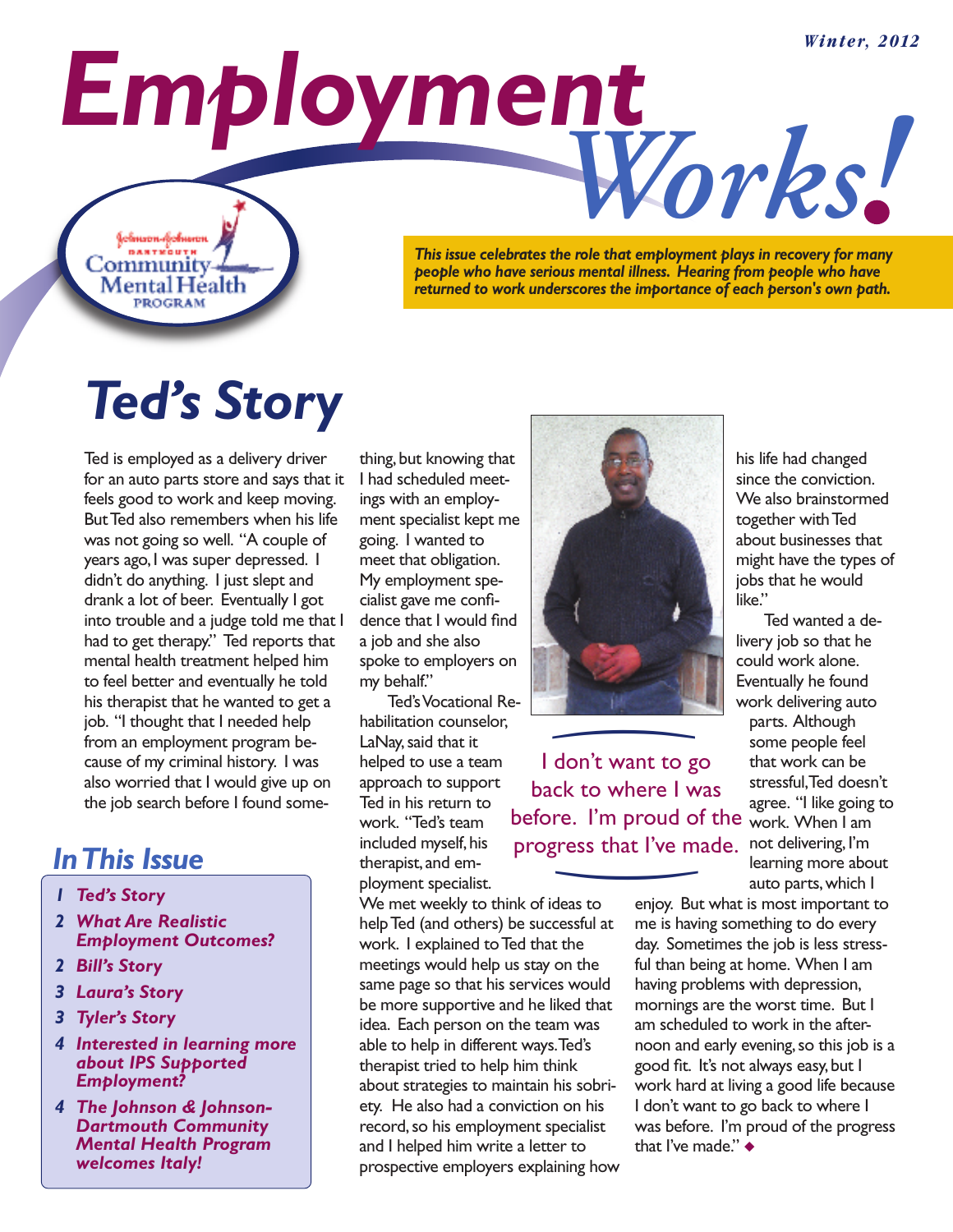*Winter, 2012*

# Employment Works!

Johnson & Johnson Dartmouth Community Mental Health Program

***This issue celebrates the role that employment plays in recovery for many people who have serious mental illness. Hearing from people who have returned to work underscores the importance of each person's own path.***

## Ted's Story

Ted is employed as a delivery driver for an auto parts store and says that it feels good to work and keep moving. But Ted also remembers when his life was not going so well. "A couple of years ago, I was super depressed. I didn't do anything. I just slept and drank a lot of beer. Eventually I got into trouble and a judge told me that I had to get therapy." Ted reports that mental health treatment helped him to feel better and eventually he told his therapist that he wanted to get a job. "I thought that I needed help from an employment program because of my criminal history. I was also worried that I would give up on the job search before I found something, but knowing that I had scheduled meetings with an employment specialist kept me going. I wanted to meet that obligation. My employment specialist gave me confidence that I would find a job and she also spoke to employers on my behalf."

Ted's Vocational Rehabilitation counselor, LaNay, said that it helped to use a team approach to support Ted in his return to work. "Ted's team included myself, his therapist, and employment specialist. We met weekly to think of ideas to help Ted (and others) be successful at work. I explained to Ted that the meetings would help us stay on the same page so that his services would be more supportive and he liked that idea. Each person on the team was able to help in different ways. Ted's therapist tried to help him think about strategies to maintain his sobriety. He also had a conviction on his record, so his employment specialist and I helped him write a letter to prospective employers explaining how his life had changed since the conviction. We also brainstormed together with Ted about businesses that might have the types of jobs that he would like."

> I don't want to go back to where I was before. I'm proud of the progress that I've made.

Ted wanted a delivery job so that he could work alone. Eventually he found work delivering auto parts. Although some people feel that work can be stressful, Ted doesn't agree. "I like going to work. When I am not delivering, I'm learning more about auto parts, which I enjoy. But what is most important to me is having something to do every day. Sometimes the job is less stressful than being at home. When I am having problems with depression, mornings are the worst time. But I am scheduled to work in the afternoon and early evening, so this job is a good fit. It's not always easy, but I work hard at living a good life because I don't want to go back to where I was before. I'm proud of the progress that I've made." ◆

## In This Issue

1. *Ted's Story*
2. *What Are Realistic Employment Outcomes?*
2. *Bill's Story*
3. *Laura's Story*
3. *Tyler's Story*
4. *Interested in learning more about IPS Supported Employment?*
4. *The Johnson & Johnson-Dartmouth Community Mental Health Program welcomes Italy!*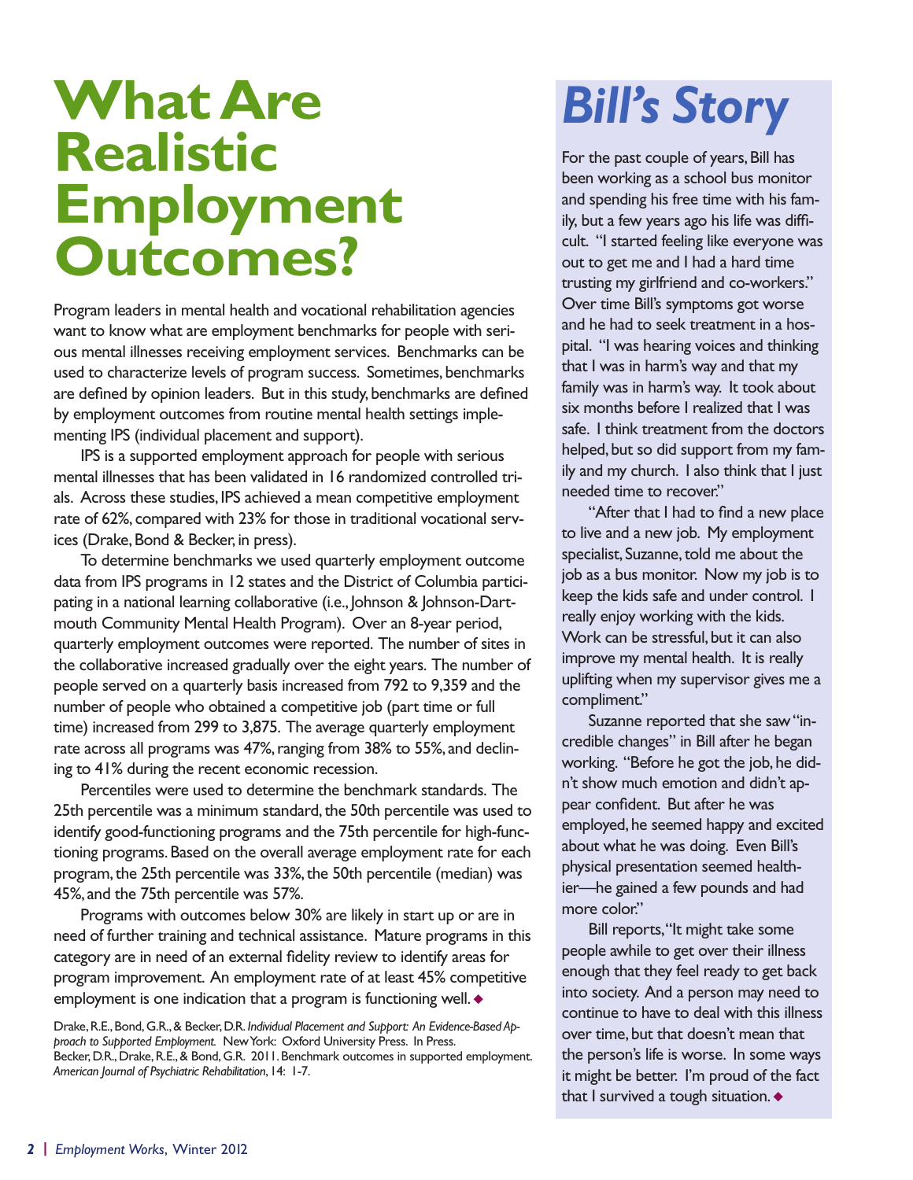# What Are Realistic Employment Outcomes?

Program leaders in mental health and vocational rehabilitation agencies want to know what are employment benchmarks for people with serious mental illnesses receiving employment services. Benchmarks can be used to characterize levels of program success. Sometimes, benchmarks are defined by opinion leaders. But in this study, benchmarks are defined by employment outcomes from routine mental health settings implementing IPS (individual placement and support).

IPS is a supported employment approach for people with serious mental illnesses that has been validated in 16 randomized controlled trials. Across these studies, IPS achieved a mean competitive employment rate of 62%, compared with 23% for those in traditional vocational services (Drake, Bond & Becker, in press).

To determine benchmarks we used quarterly employment outcome data from IPS programs in 12 states and the District of Columbia participating in a national learning collaborative (i.e., Johnson & Johnson-Dartmouth Community Mental Health Program). Over an 8-year period, quarterly employment outcomes were reported. The number of sites in the collaborative increased gradually over the eight years. The number of people served on a quarterly basis increased from 792 to 9,359 and the number of people who obtained a competitive job (part time or full time) increased from 299 to 3,875. The average quarterly employment rate across all programs was 47%, ranging from 38% to 55%, and declining to 41% during the recent economic recession.

Percentiles were used to determine the benchmark standards. The 25th percentile was a minimum standard, the 50th percentile was used to identify good-functioning programs and the 75th percentile for high-functioning programs. Based on the overall average employment rate for each program, the 25th percentile was 33%, the 50th percentile (median) was 45%, and the 75th percentile was 57%.

Programs with outcomes below 30% are likely in start up or are in need of further training and technical assistance. Mature programs in this category are in need of an external fidelity review to identify areas for program improvement. An employment rate of at least 45% competitive employment is one indication that a program is functioning well. ◆

Drake, R.E., Bond, G.R., & Becker, D.R. *Individual Placement and Support: An Evidence-Based Approach to Supported Employment.* New York: Oxford University Press. In Press.
Becker, D.R., Drake, R.E., & Bond, G.R. 2011. Benchmark outcomes in supported employment. *American Journal of Psychiatric Rehabilitation*, 14: 1-7.

# *Bill's Story*

For the past couple of years, Bill has been working as a school bus monitor and spending his free time with his family, but a few years ago his life was difficult. "I started feeling like everyone was out to get me and I had a hard time trusting my girlfriend and co-workers." Over time Bill's symptoms got worse and he had to seek treatment in a hospital. "I was hearing voices and thinking that I was in harm's way and that my family was in harm's way. It took about six months before I realized that I was safe. I think treatment from the doctors helped, but so did support from my family and my church. I also think that I just needed time to recover."

"After that I had to find a new place to live and a new job. My employment specialist, Suzanne, told me about the job as a bus monitor. Now my job is to keep the kids safe and under control. I really enjoy working with the kids. Work can be stressful, but it can also improve my mental health. It is really uplifting when my supervisor gives me a compliment."

Suzanne reported that she saw "incredible changes" in Bill after he began working. "Before he got the job, he didn't show much emotion and didn't appear confident. But after he was employed, he seemed happy and excited about what he was doing. Even Bill's physical presentation seemed healthier—he gained a few pounds and had more color."

Bill reports, "It might take some people awhile to get over their illness enough that they feel ready to get back into society. And a person may need to continue to have to deal with this illness over time, but that doesn't mean that the person's life is worse. In some ways it might be better. I'm proud of the fact that I survived a tough situation. ◆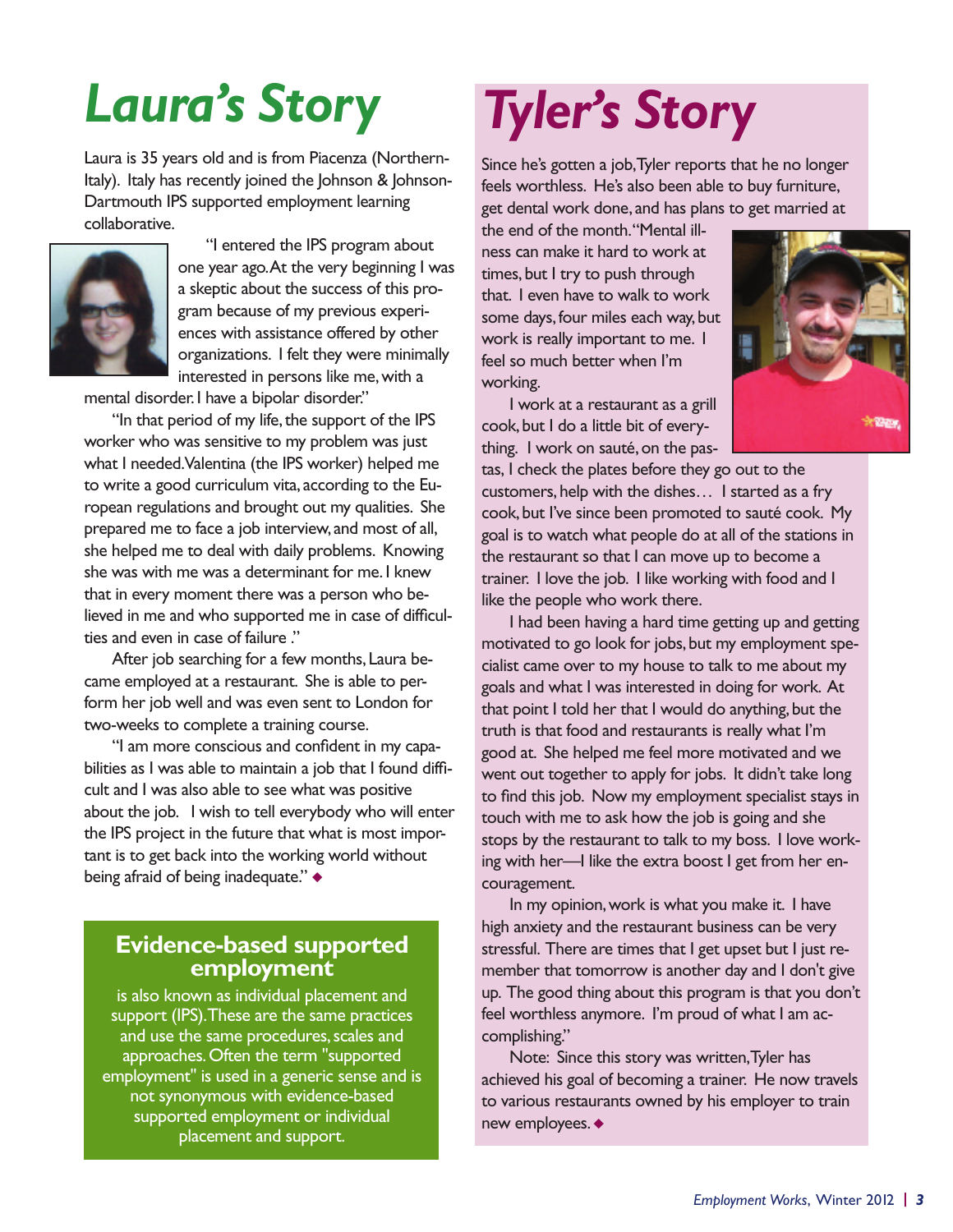# Laura's Story

Laura is 35 years old and is from Piacenza (Northern-Italy). Italy has recently joined the Johnson & Johnson-Dartmouth IPS supported employment learning collaborative.

"I entered the IPS program about one year ago. At the very beginning I was a skeptic about the success of this program because of my previous experiences with assistance offered by other organizations. I felt they were minimally interested in persons like me, with a mental disorder. I have a bipolar disorder."

"In that period of my life, the support of the IPS worker who was sensitive to my problem was just what I needed. Valentina (the IPS worker) helped me to write a good curriculum vita, according to the European regulations and brought out my qualities. She prepared me to face a job interview, and most of all, she helped me to deal with daily problems. Knowing she was with me was a determinant for me. I knew that in every moment there was a person who believed in me and who supported me in case of difficulties and even in case of failure ."

After job searching for a few months, Laura became employed at a restaurant. She is able to perform her job well and was even sent to London for two-weeks to complete a training course.

"I am more conscious and confident in my capabilities as I was able to maintain a job that I found difficult and I was also able to see what was positive about the job. I wish to tell everybody who will enter the IPS project in the future that what is most important is to get back into the working world without being afraid of being inadequate." ◆

## Evidence-based supported employment

is also known as individual placement and support (IPS). These are the same practices and use the same procedures, scales and approaches. Often the term "supported employment" is used in a generic sense and is not synonymous with evidence-based supported employment or individual placement and support.

# Tyler's Story

Since he's gotten a job, Tyler reports that he no longer feels worthless. He's also been able to buy furniture, get dental work done, and has plans to get married at the end of the month. "Mental illness can make it hard to work at times, but I try to push through that. I even have to walk to work some days, four miles each way, but work is really important to me. I feel so much better when I'm working.

I work at a restaurant as a grill cook, but I do a little bit of everything. I work on sauté, on the pastas, I check the plates before they go out to the customers, help with the dishes… I started as a fry cook, but I've since been promoted to sauté cook. My goal is to watch what people do at all of the stations in the restaurant so that I can move up to become a trainer. I love the job. I like working with food and I like the people who work there.

I had been having a hard time getting up and getting motivated to go look for jobs, but my employment specialist came over to my house to talk to me about my goals and what I was interested in doing for work. At that point I told her that I would do anything, but the truth is that food and restaurants is really what I'm good at. She helped me feel more motivated and we went out together to apply for jobs. It didn't take long to find this job. Now my employment specialist stays in touch with me to ask how the job is going and she stops by the restaurant to talk to my boss. I love working with her—I like the extra boost I get from her encouragement.

In my opinion, work is what you make it. I have high anxiety and the restaurant business can be very stressful. There are times that I get upset but I just remember that tomorrow is another day and I don't give up. The good thing about this program is that you don't feel worthless anymore. I'm proud of what I am accomplishing."

Note: Since this story was written, Tyler has achieved his goal of becoming a trainer. He now travels to various restaurants owned by his employer to train new employees. ◆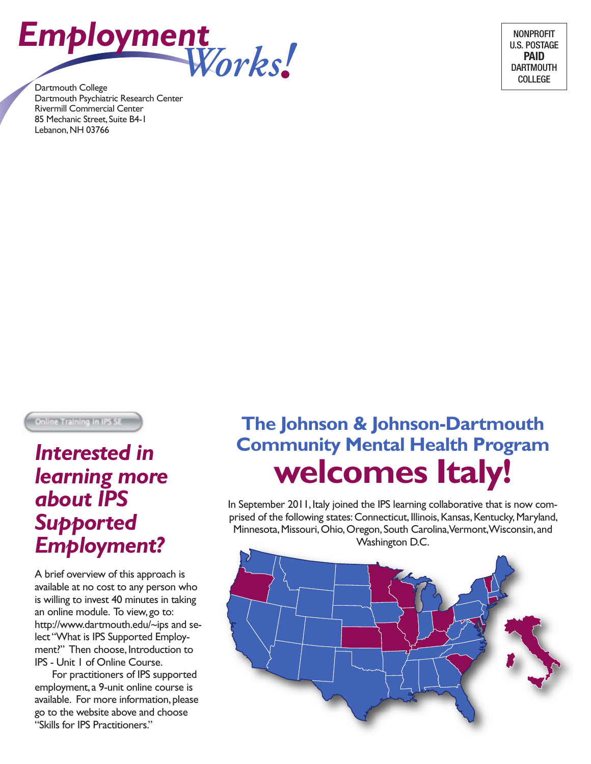# Employment *Works!*

Dartmouth College
Dartmouth Psychiatric Research Center
Rivermill Commercial Center
85 Mechanic Street, Suite B4-1
Lebanon, NH 03766

NONPROFIT
U.S. POSTAGE
**PAID**
DARTMOUTH
COLLEGE

Online Training in IPS SE

## *Interested in learning more about IPS Supported Employment?*

A brief overview of this approach is available at no cost to any person who is willing to invest 40 minutes in taking an online module. To view, go to: http://www.dartmouth.edu/~ips and select "What is IPS Supported Employment?" Then choose, Introduction to IPS - Unit 1 of Online Course.

For practitioners of IPS supported employment, a 9-unit online course is available. For more information, please go to the website above and choose "Skills for IPS Practitioners."

## The Johnson & Johnson-Dartmouth Community Mental Health Program

# welcomes Italy!

In September 2011, Italy joined the IPS learning collaborative that is now comprised of the following states: Connecticut, Illinois, Kansas, Kentucky, Maryland, Minnesota, Missouri, Ohio, Oregon, South Carolina, Vermont, Wisconsin, and Washington D.C.